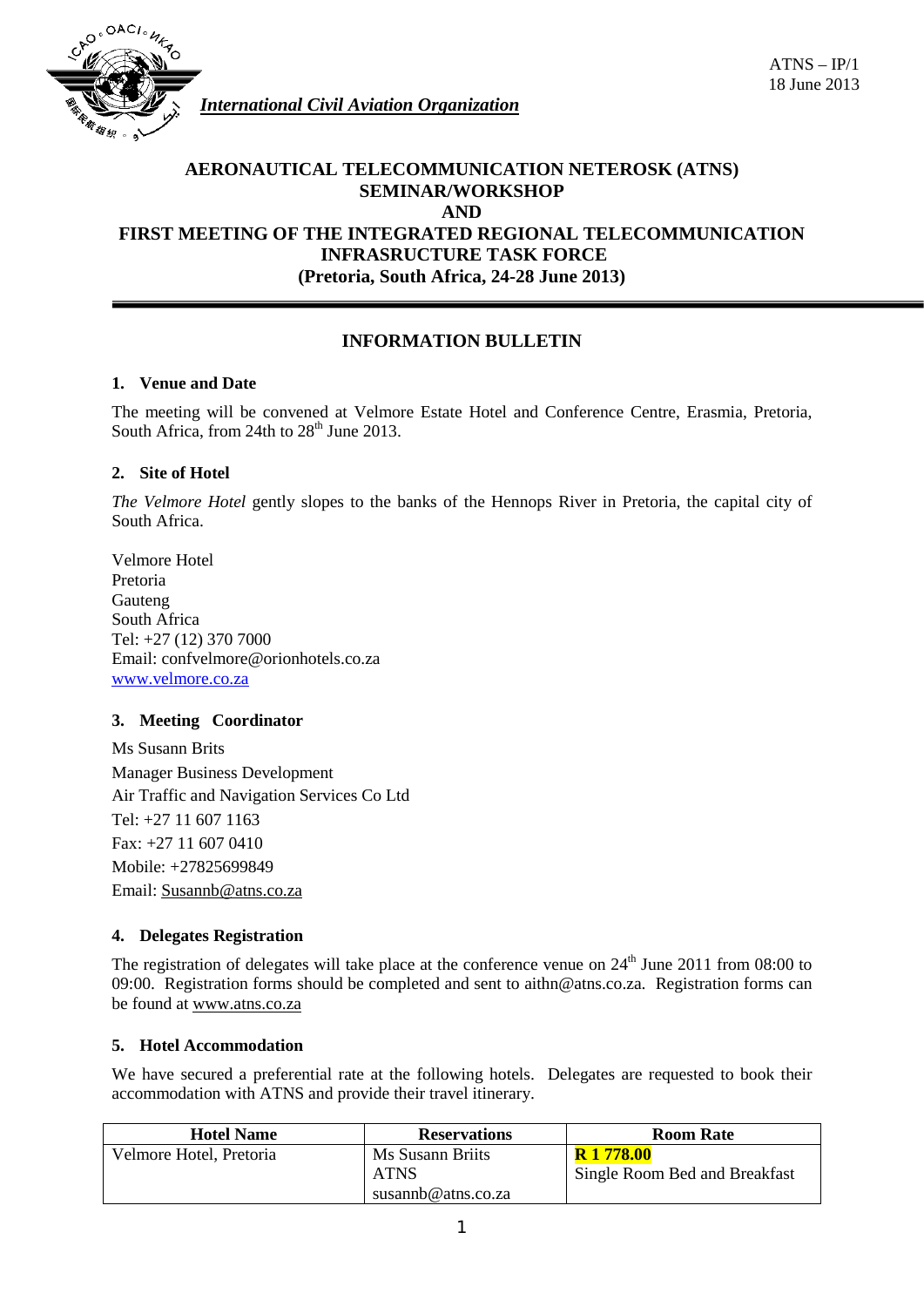ATNS – IP/1
18 June 2013

*International Civil Aviation Organization*

# AERONAUTICAL TELECOMMUNICATION NETEROSK (ATNS) SEMINAR/WORKSHOP AND FIRST MEETING OF THE INTEGRATED REGIONAL TELECOMMUNICATION INFRASRUCTURE TASK FORCE (Pretoria, South Africa, 24-28 June 2013)

## INFORMATION BULLETIN

### 1. Venue and Date

The meeting will be convened at Velmore Estate Hotel and Conference Centre, Erasmia, Pretoria, South Africa, from 24th to 28th June 2013.

### 2. Site of Hotel

*The Velmore Hotel* gently slopes to the banks of the Hennops River in Pretoria, the capital city of South Africa.

Velmore Hotel
Pretoria
Gauteng
South Africa
Tel: +27 (12) 370 7000
Email: confvelmore@orionhotels.co.za
www.velmore.co.za

### 3. Meeting Coordinator

Ms Susann Brits
Manager Business Development
Air Traffic and Navigation Services Co Ltd
Tel: +27 11 607 1163
Fax: +27 11 607 0410
Mobile: +27825699849
Email: Susannb@atns.co.za

### 4. Delegates Registration

The registration of delegates will take place at the conference venue on 24th June 2011 from 08:00 to 09:00. Registration forms should be completed and sent to aithn@atns.co.za. Registration forms can be found at www.atns.co.za

### 5. Hotel Accommodation

We have secured a preferential rate at the following hotels. Delegates are requested to book their accommodation with ATNS and provide their travel itinerary.

| Hotel Name | Reservations | Room Rate |
|---|---|---|
| Velmore Hotel, Pretoria | Ms Susann Briits<br>ATNS<br>susannb@atns.co.za | **R 1 778.00**<br>Single Room Bed and Breakfast |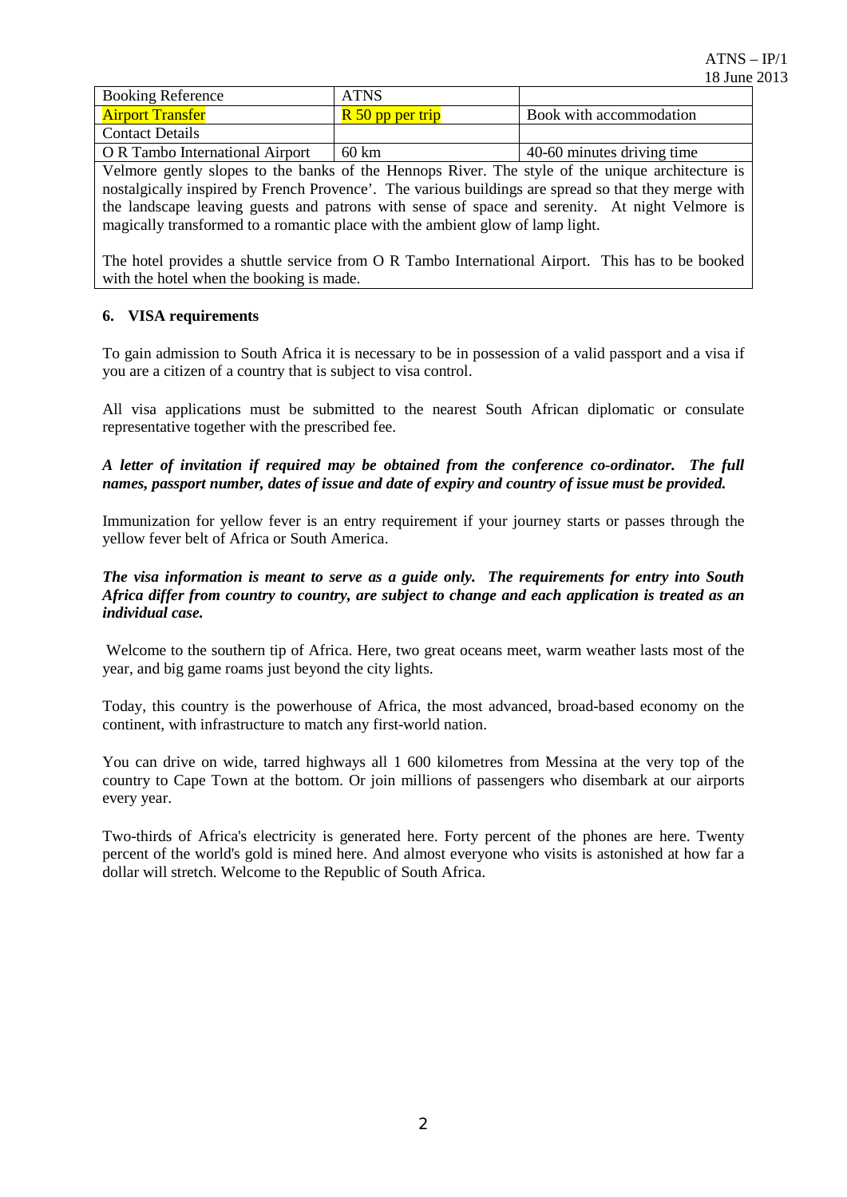| Booking Reference | ATNS | |
| --- | --- | --- |
| Airport Transfer | R 50 pp per trip | Book with accommodation |
| Contact Details | | |
| O R Tambo International Airport | 60 km | 40-60 minutes driving time |
| Velmore gently slopes to the banks of the Hennops River. The style of the unique architecture is nostalgically inspired by French Provence'. The various buildings are spread so that they merge with the landscape leaving guests and patrons with sense of space and serenity. At night Velmore is magically transformed to a romantic place with the ambient glow of lamp light.<br><br>The hotel provides a shuttle service from O R Tambo International Airport. This has to be booked with the hotel when the booking is made. | | |

**6. VISA requirements**

To gain admission to South Africa it is necessary to be in possession of a valid passport and a visa if you are a citizen of a country that is subject to visa control.

All visa applications must be submitted to the nearest South African diplomatic or consulate representative together with the prescribed fee.

***A letter of invitation if required may be obtained from the conference co-ordinator. The full names, passport number, dates of issue and date of expiry and country of issue must be provided.***

Immunization for yellow fever is an entry requirement if your journey starts or passes through the yellow fever belt of Africa or South America.

***The visa information is meant to serve as a guide only. The requirements for entry into South Africa differ from country to country, are subject to change and each application is treated as an individual case.***

Welcome to the southern tip of Africa. Here, two great oceans meet, warm weather lasts most of the year, and big game roams just beyond the city lights.

Today, this country is the powerhouse of Africa, the most advanced, broad-based economy on the continent, with infrastructure to match any first-world nation.

You can drive on wide, tarred highways all 1 600 kilometres from Messina at the very top of the country to Cape Town at the bottom. Or join millions of passengers who disembark at our airports every year.

Two-thirds of Africa's electricity is generated here. Forty percent of the phones are here. Twenty percent of the world's gold is mined here. And almost everyone who visits is astonished at how far a dollar will stretch. Welcome to the Republic of South Africa.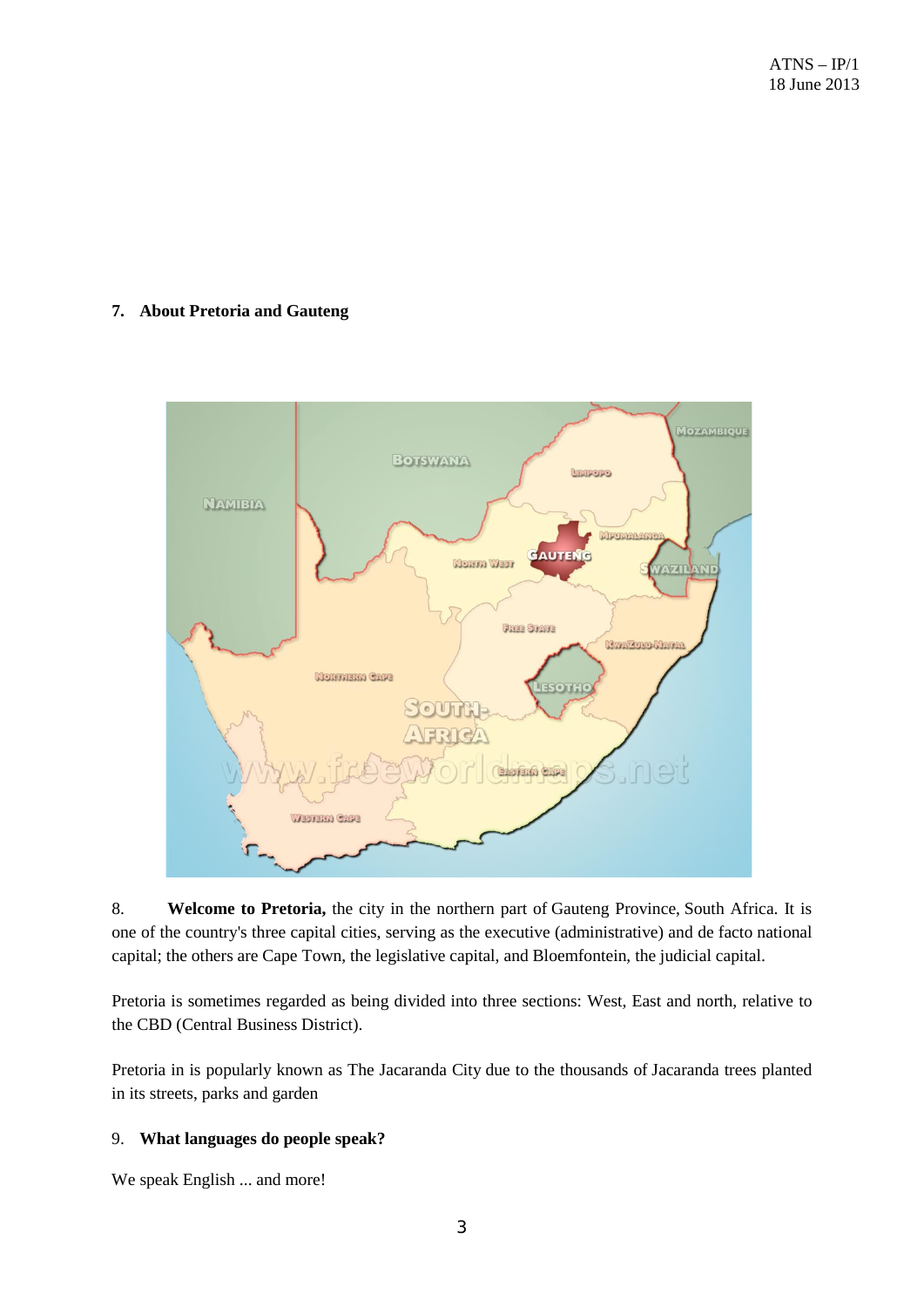## 7. About Pretoria and Gauteng

8. **Welcome to Pretoria,** the city in the northern part of Gauteng Province, South Africa. It is one of the country's three capital cities, serving as the executive (administrative) and de facto national capital; the others are Cape Town, the legislative capital, and Bloemfontein, the judicial capital.

Pretoria is sometimes regarded as being divided into three sections: West, East and north, relative to the CBD (Central Business District).

Pretoria in is popularly known as The Jacaranda City due to the thousands of Jacaranda trees planted in its streets, parks and garden

## 9. What languages do people speak?

We speak English ... and more!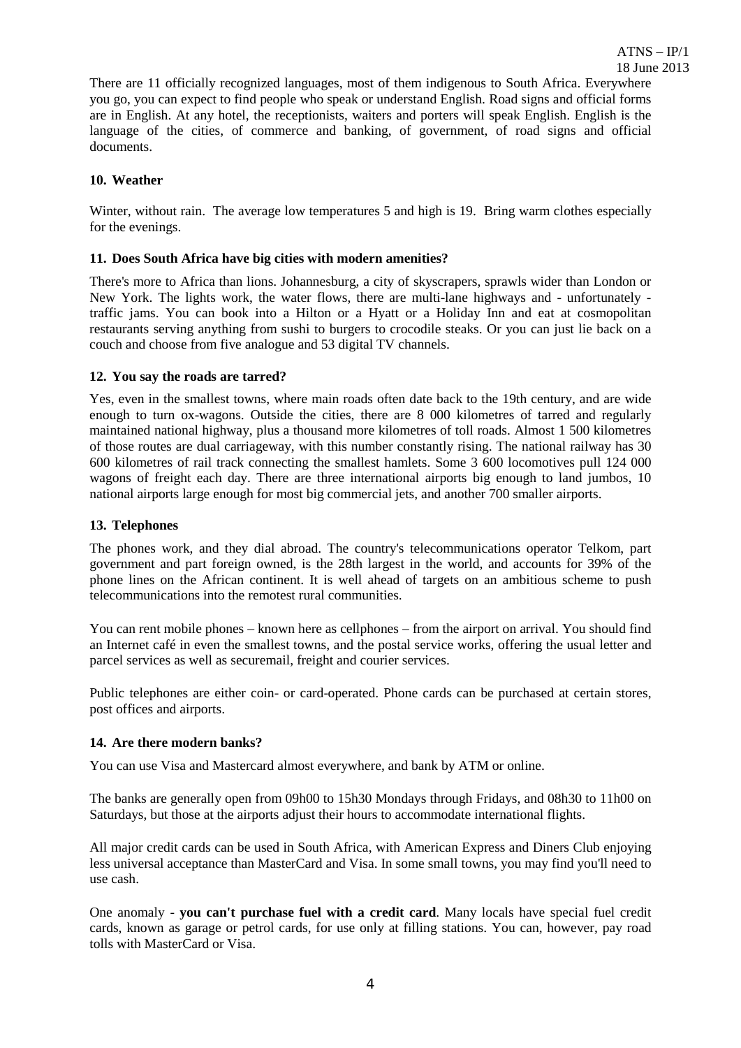There are 11 officially recognized languages, most of them indigenous to South Africa. Everywhere you go, you can expect to find people who speak or understand English. Road signs and official forms are in English. At any hotel, the receptionists, waiters and porters will speak English. English is the language of the cities, of commerce and banking, of government, of road signs and official documents.

## 10. Weather

Winter, without rain. The average low temperatures 5 and high is 19. Bring warm clothes especially for the evenings.

## 11. Does South Africa have big cities with modern amenities?

There's more to Africa than lions. Johannesburg, a city of skyscrapers, sprawls wider than London or New York. The lights work, the water flows, there are multi-lane highways and - unfortunately - traffic jams. You can book into a Hilton or a Hyatt or a Holiday Inn and eat at cosmopolitan restaurants serving anything from sushi to burgers to crocodile steaks. Or you can just lie back on a couch and choose from five analogue and 53 digital TV channels.

## 12. You say the roads are tarred?

Yes, even in the smallest towns, where main roads often date back to the 19th century, and are wide enough to turn ox-wagons. Outside the cities, there are 8 000 kilometres of tarred and regularly maintained national highway, plus a thousand more kilometres of toll roads. Almost 1 500 kilometres of those routes are dual carriageway, with this number constantly rising. The national railway has 30 600 kilometres of rail track connecting the smallest hamlets. Some 3 600 locomotives pull 124 000 wagons of freight each day. There are three international airports big enough to land jumbos, 10 national airports large enough for most big commercial jets, and another 700 smaller airports.

## 13. Telephones

The phones work, and they dial abroad. The country's telecommunications operator Telkom, part government and part foreign owned, is the 28th largest in the world, and accounts for 39% of the phone lines on the African continent. It is well ahead of targets on an ambitious scheme to push telecommunications into the remotest rural communities.

You can rent mobile phones – known here as cellphones – from the airport on arrival. You should find an Internet café in even the smallest towns, and the postal service works, offering the usual letter and parcel services as well as securemail, freight and courier services.

Public telephones are either coin- or card-operated. Phone cards can be purchased at certain stores, post offices and airports.

## 14. Are there modern banks?

You can use Visa and Mastercard almost everywhere, and bank by ATM or online.

The banks are generally open from 09h00 to 15h30 Mondays through Fridays, and 08h30 to 11h00 on Saturdays, but those at the airports adjust their hours to accommodate international flights.

All major credit cards can be used in South Africa, with American Express and Diners Club enjoying less universal acceptance than MasterCard and Visa. In some small towns, you may find you'll need to use cash.

One anomaly - **you can't purchase fuel with a credit card**. Many locals have special fuel credit cards, known as garage or petrol cards, for use only at filling stations. You can, however, pay road tolls with MasterCard or Visa.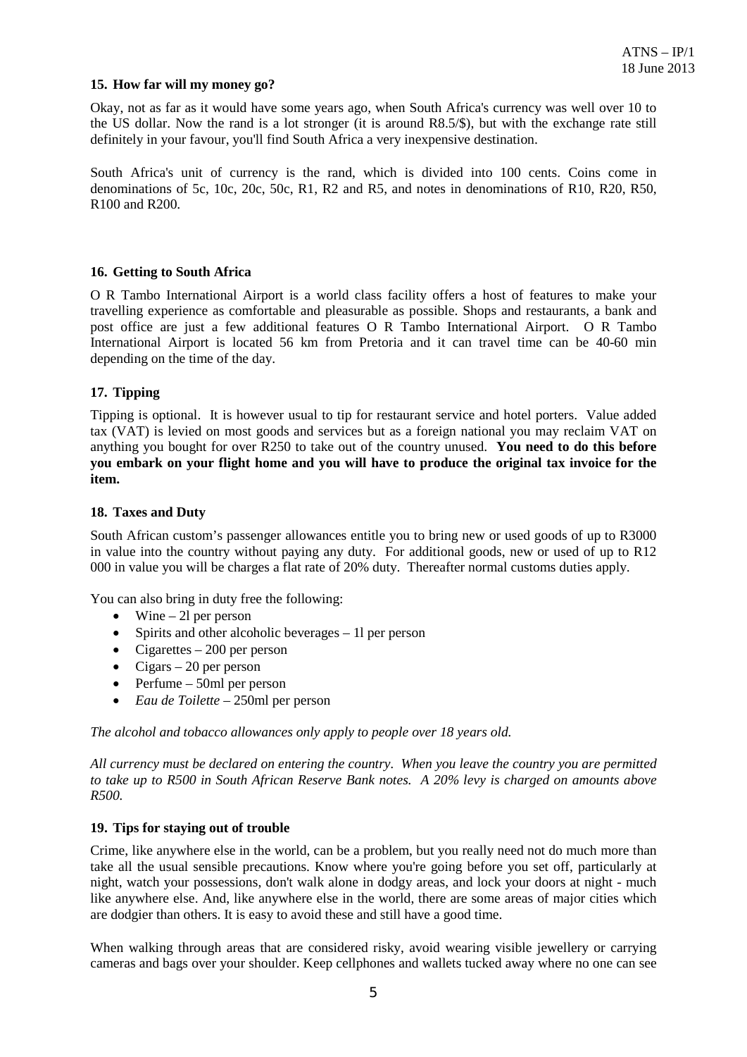## 15. How far will my money go?

Okay, not as far as it would have some years ago, when South Africa's currency was well over 10 to the US dollar. Now the rand is a lot stronger (it is around R8.5/$), but with the exchange rate still definitely in your favour, you'll find South Africa a very inexpensive destination.

South Africa's unit of currency is the rand, which is divided into 100 cents. Coins come in denominations of 5c, 10c, 20c, 50c, R1, R2 and R5, and notes in denominations of R10, R20, R50, R100 and R200.

## 16. Getting to South Africa

O R Tambo International Airport is a world class facility offers a host of features to make your travelling experience as comfortable and pleasurable as possible. Shops and restaurants, a bank and post office are just a few additional features O R Tambo International Airport. O R Tambo International Airport is located 56 km from Pretoria and it can travel time can be 40-60 min depending on the time of the day.

## 17. Tipping

Tipping is optional. It is however usual to tip for restaurant service and hotel porters. Value added tax (VAT) is levied on most goods and services but as a foreign national you may reclaim VAT on anything you bought for over R250 to take out of the country unused. **You need to do this before you embark on your flight home and you will have to produce the original tax invoice for the item.**

## 18. Taxes and Duty

South African custom's passenger allowances entitle you to bring new or used goods of up to R3000 in value into the country without paying any duty. For additional goods, new or used of up to R12 000 in value you will be charges a flat rate of 20% duty. Thereafter normal customs duties apply.

You can also bring in duty free the following:

- Wine – 2l per person
- Spirits and other alcoholic beverages – 1l per person
- Cigarettes – 200 per person
- Cigars – 20 per person
- Perfume – 50ml per person
- *Eau de Toilette* – 250ml per person

*The alcohol and tobacco allowances only apply to people over 18 years old.*

*All currency must be declared on entering the country. When you leave the country you are permitted to take up to R500 in South African Reserve Bank notes. A 20% levy is charged on amounts above R500.*

## 19. Tips for staying out of trouble

Crime, like anywhere else in the world, can be a problem, but you really need not do much more than take all the usual sensible precautions. Know where you're going before you set off, particularly at night, watch your possessions, don't walk alone in dodgy areas, and lock your doors at night - much like anywhere else. And, like anywhere else in the world, there are some areas of major cities which are dodgier than others. It is easy to avoid these and still have a good time.

When walking through areas that are considered risky, avoid wearing visible jewellery or carrying cameras and bags over your shoulder. Keep cellphones and wallets tucked away where no one can see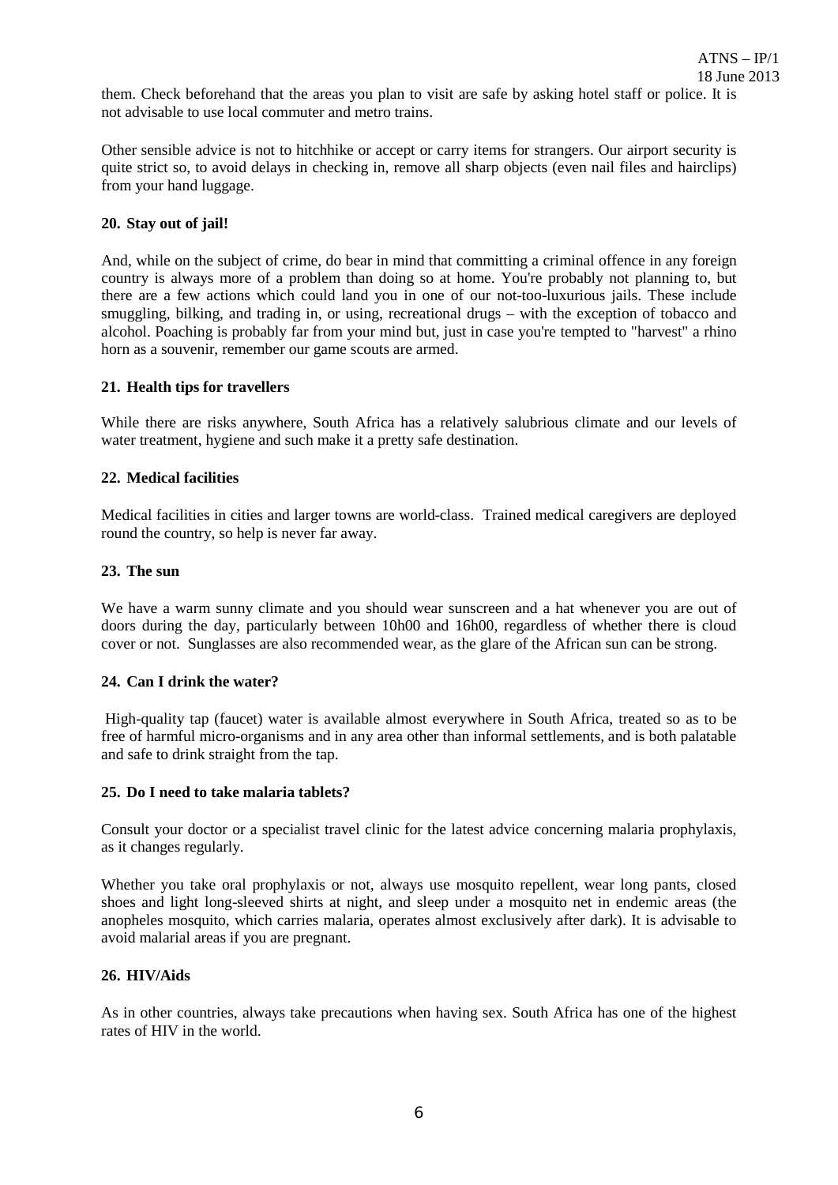them. Check beforehand that the areas you plan to visit are safe by asking hotel staff or police. It is not advisable to use local commuter and metro trains.

Other sensible advice is not to hitchhike or accept or carry items for strangers. Our airport security is quite strict so, to avoid delays in checking in, remove all sharp objects (even nail files and hairclips) from your hand luggage.

**20. Stay out of jail!**

And, while on the subject of crime, do bear in mind that committing a criminal offence in any foreign country is always more of a problem than doing so at home. You're probably not planning to, but there are a few actions which could land you in one of our not-too-luxurious jails. These include smuggling, bilking, and trading in, or using, recreational drugs – with the exception of tobacco and alcohol. Poaching is probably far from your mind but, just in case you're tempted to "harvest" a rhino horn as a souvenir, remember our game scouts are armed.

**21. Health tips for travellers**

While there are risks anywhere, South Africa has a relatively salubrious climate and our levels of water treatment, hygiene and such make it a pretty safe destination.

**22. Medical facilities**

Medical facilities in cities and larger towns are world-class. Trained medical caregivers are deployed round the country, so help is never far away.

**23. The sun**

We have a warm sunny climate and you should wear sunscreen and a hat whenever you are out of doors during the day, particularly between 10h00 and 16h00, regardless of whether there is cloud cover or not. Sunglasses are also recommended wear, as the glare of the African sun can be strong.

**24. Can I drink the water?**

High-quality tap (faucet) water is available almost everywhere in South Africa, treated so as to be free of harmful micro-organisms and in any area other than informal settlements, and is both palatable and safe to drink straight from the tap.

**25. Do I need to take malaria tablets?**

Consult your doctor or a specialist travel clinic for the latest advice concerning malaria prophylaxis, as it changes regularly.

Whether you take oral prophylaxis or not, always use mosquito repellent, wear long pants, closed shoes and light long-sleeved shirts at night, and sleep under a mosquito net in endemic areas (the anopheles mosquito, which carries malaria, operates almost exclusively after dark). It is advisable to avoid malarial areas if you are pregnant.

**26. HIV/Aids**

As in other countries, always take precautions when having sex. South Africa has one of the highest rates of HIV in the world.